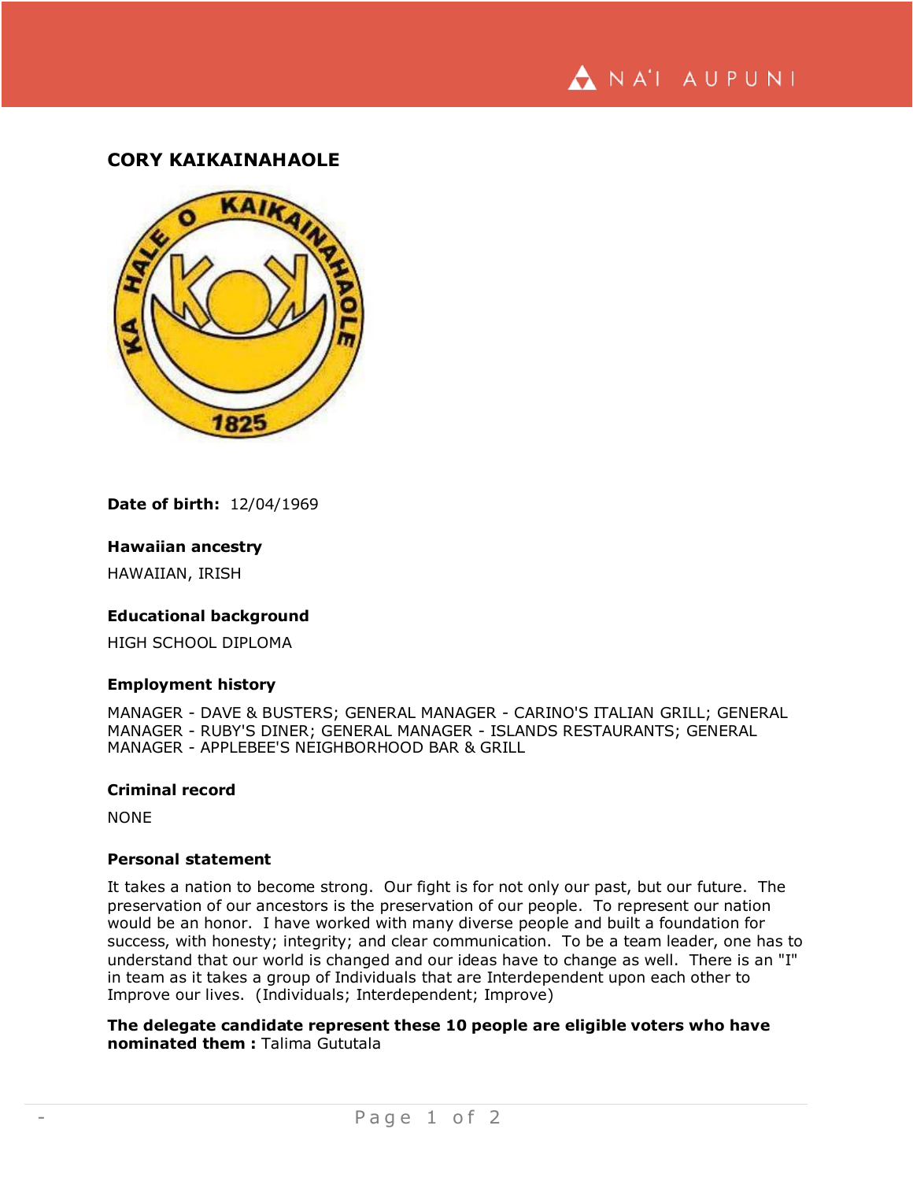# CORY KAIKAINAHAOLE

**Date of birth:** 12/04/1969

**Hawaiian ancestry**

HAWAIIAN, IRISH

**Educational background**

HIGH SCHOOL DIPLOMA

**Employment history**

MANAGER - DAVE & BUSTERS; GENERAL MANAGER - CARINO'S ITALIAN GRILL; GENERAL MANAGER - RUBY'S DINER; GENERAL MANAGER - ISLANDS RESTAURANTS; GENERAL MANAGER - APPLEBEE'S NEIGHBORHOOD BAR & GRILL

**Criminal record**

NONE

**Personal statement**

It takes a nation to become strong. Our fight is for not only our past, but our future. The preservation of our ancestors is the preservation of our people. To represent our nation would be an honor. I have worked with many diverse people and built a foundation for success, with honesty; integrity; and clear communication. To be a team leader, one has to understand that our world is changed and our ideas have to change as well. There is an "I" in team as it takes a group of Individuals that are Interdependent upon each other to Improve our lives. (Individuals; Interdependent; Improve)

**The delegate candidate represent these 10 people are eligible voters who have nominated them :** Talima Gututala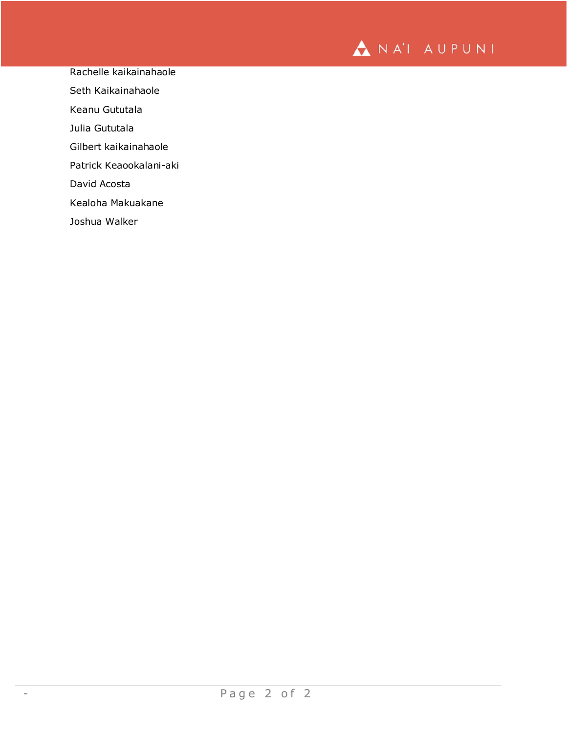Rachelle kaikainahaole

Seth Kaikainahaole

Keanu Gututala

Julia Gututala

Gilbert kaikainahaole

Patrick Keaookalani-aki

David Acosta

Kealoha Makuakane

Joshua Walker